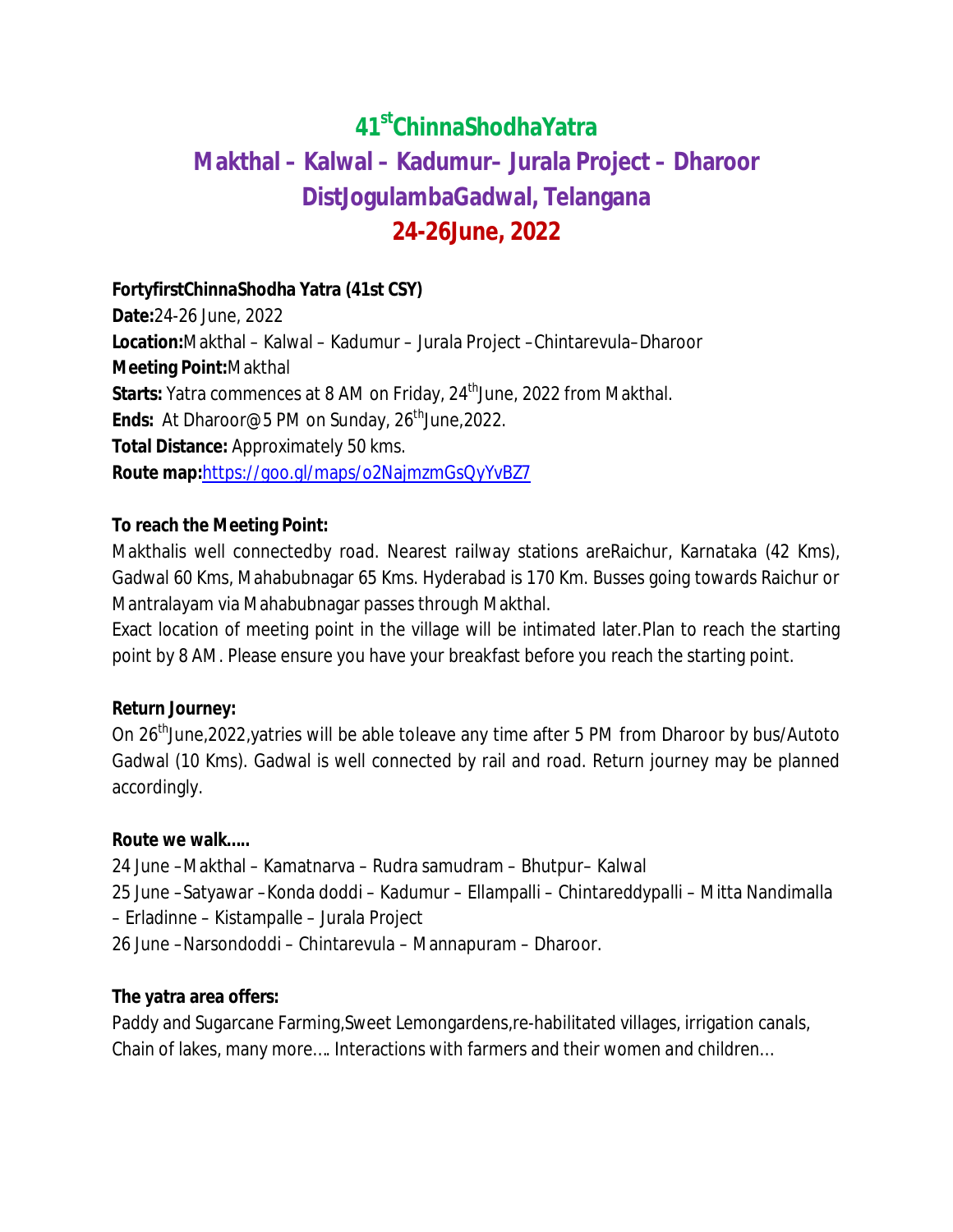# 41st ChinnaShodhaYatra

## Makthal – Kalwal – Kadumur– Jurala Project – Dharoor

## DistJogulambaGadwal, Telangana

## 24-26June, 2022

**FortyfirstChinnaShodha Yatra (41st CSY)**

**Date:**24-26 June, 2022

**Location:**Makthal – Kalwal – Kadumur – Jurala Project –Chintarevula–Dharoor

**Meeting Point:**Makthal

**Starts:** Yatra commences at 8 AM on Friday, 24th June, 2022 from Makthal.

**Ends:** At Dharoor@5 PM on Sunday, 26th June,2022.

**Total Distance:** Approximately 50 kms.

**Route map:**https://goo.gl/maps/o2NajmzmGsQyYvBZ7

**To reach the Meeting Point:**

Makthalis well connectedby road. Nearest railway stations areRaichur, Karnataka (42 Kms), Gadwal 60 Kms, Mahabubnagar 65 Kms. Hyderabad is 170 Km. Busses going towards Raichur or Mantralayam via Mahabubnagar passes through Makthal.

Exact location of meeting point in the village will be intimated later.Plan to reach the starting point by 8 AM. Please ensure you have your breakfast before you reach the starting point.

**Return Journey:**

On 26th June,2022,yatries will be able toleave any time after 5 PM from Dharoor by bus/Autoto Gadwal (10 Kms). Gadwal is well connected by rail and road. Return journey may be planned accordingly.

**Route we walk.....**

24 June –Makthal – Kamatnarva – Rudra samudram – Bhutpur– Kalwal

25 June –Satyawar –Konda doddi – Kadumur – Ellampalli – Chintareddypalli – Mitta Nandimalla – Erladinne – Kistampalle – Jurala Project

26 June –Narsondoddi – Chintarevula – Mannapuram – Dharoor.

**The yatra area offers:**

Paddy and Sugarcane Farming,Sweet Lemongardens,re-habilitated villages, irrigation canals, Chain of lakes, many more…. Interactions with farmers and their women and children…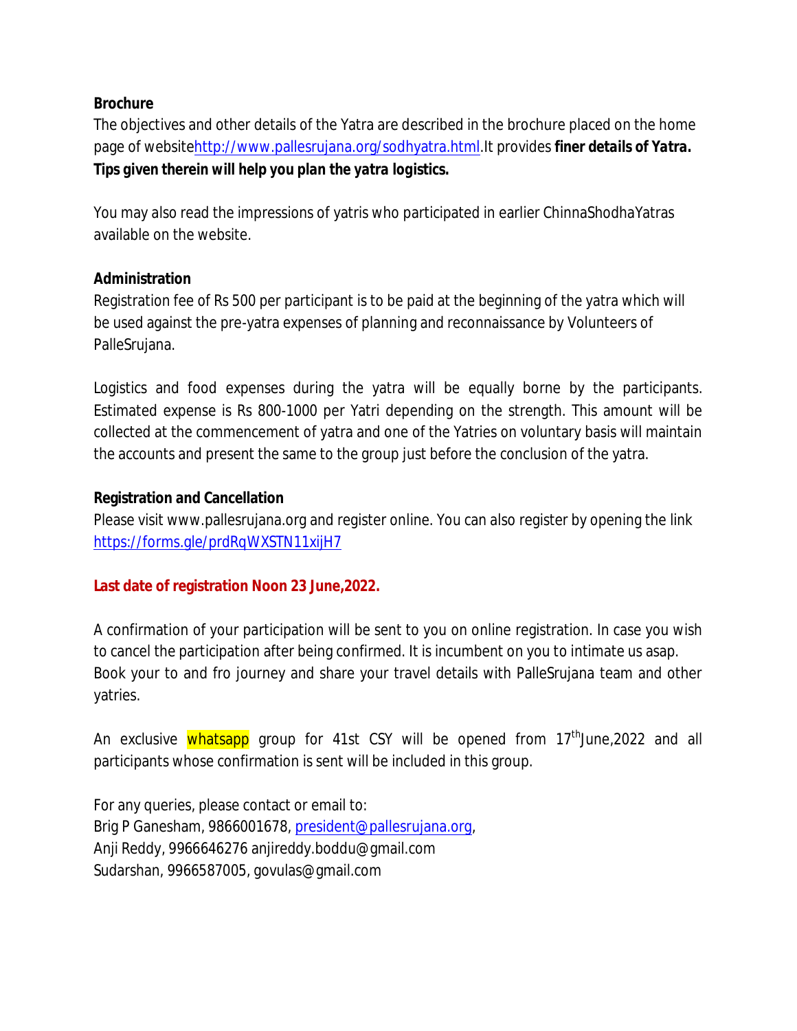**Brochure**

The objectives and other details of the Yatra are described in the brochure placed on the home page of websitehttp://www.pallesrujana.org/sodhyatra.html.It provides **finer details of Yatra. Tips given therein will help you plan the yatra logistics.**

You may also read the impressions of yatris who participated in earlier ChinnaShodhaYatras available on the website.

**Administration**

Registration fee of Rs 500 per participant is to be paid at the beginning of the yatra which will be used against the pre-yatra expenses of planning and reconnaissance by Volunteers of PalleSrujana.

Logistics and food expenses during the yatra will be equally borne by the participants. Estimated expense is Rs 800-1000 per Yatri depending on the strength. This amount will be collected at the commencement of yatra and one of the Yatries on voluntary basis will maintain the accounts and present the same to the group just before the conclusion of the yatra.

**Registration and Cancellation**

Please visit www.pallesrujana.org and register online. You can also register by opening the link https://forms.gle/prdRqWXSTN11xijH7

**Last date of registration Noon 23 June,2022.**

A confirmation of your participation will be sent to you on online registration. In case you wish to cancel the participation after being confirmed. It is incumbent on you to intimate us asap. Book your to and fro journey and share your travel details with PalleSrujana team and other yatries.

An exclusive whatsapp group for 41st CSY will be opened from 17thJune,2022 and all participants whose confirmation is sent will be included in this group.

For any queries, please contact or email to:
Brig P Ganesham, 9866001678, president@pallesrujana.org,
Anji Reddy, 9966646276 anjireddy.boddu@gmail.com
Sudarshan, 9966587005, govulas@gmail.com